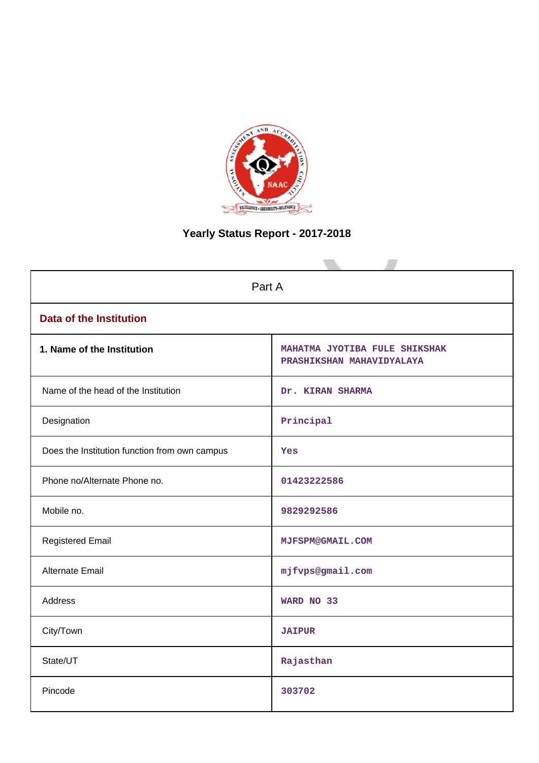# Yearly Status Report - 2017-2018

| Part A | |
|---|---|
| **Data of the Institution** | |
| **1. Name of the Institution** | MAHATMA JYOTIBA FULE SHIKSHAK PRASHIKSHAN MAHAVIDYALAYA |
| Name of the head of the Institution | Dr. KIRAN SHARMA |
| Designation | Principal |
| Does the Institution function from own campus | Yes |
| Phone no/Alternate Phone no. | 01423222586 |
| Mobile no. | 9829292586 |
| Registered Email | MJFSPM@GMAIL.COM |
| Alternate Email | mjfvps@gmail.com |
| Address | WARD NO 33 |
| City/Town | JAIPUR |
| State/UT | Rajasthan |
| Pincode | 303702 |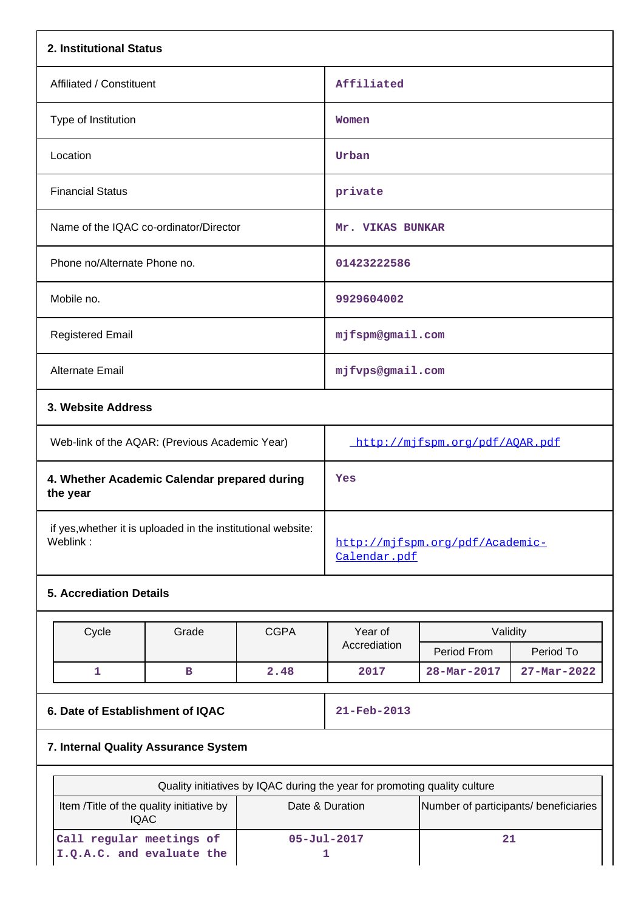### 2. Institutional Status

| | |
|---|---|
| Affiliated / Constituent | Affiliated |
| Type of Institution | Women |
| Location | Urban |
| Financial Status | private |
| Name of the IQAC co-ordinator/Director | Mr. VIKAS BUNKAR |
| Phone no/Alternate Phone no. | 01423222586 |
| Mobile no. | 9929604002 |
| Registered Email | mjfspm@gmail.com |
| Alternate Email | mjfvps@gmail.com |

### 3. Website Address

| | |
|---|---|
| Web-link of the AQAR: (Previous Academic Year) | http://mjfspm.org/pdf/AQAR.pdf |
| **4. Whether Academic Calendar prepared during the year** | Yes |
| if yes,whether it is uploaded in the institutional website: Weblink : | http://mjfspm.org/pdf/Academic-Calendar.pdf |

### 5. Accreditation Details

| Cycle | Grade | CGPA | Year of Accreditation | Validity | |
|---|---|---|---|---|---|
| | | | | Period From | Period To |
| 1 | B | 2.48 | 2017 | 28-Mar-2017 | 27-Mar-2022 |

| | |
|---|---|
| **6. Date of Establishment of IQAC** | 21-Feb-2013 |

### 7. Internal Quality Assurance System

| Quality initiatives by IQAC during the year for promoting quality culture | | |
|---|---|---|
| Item /Title of the quality initiative by IQAC | Date & Duration | Number of participants/ beneficiaries |
| Call regular meetings of I.Q.A.C. and evaluate the | 05-Jul-2017<br>1 | 21 |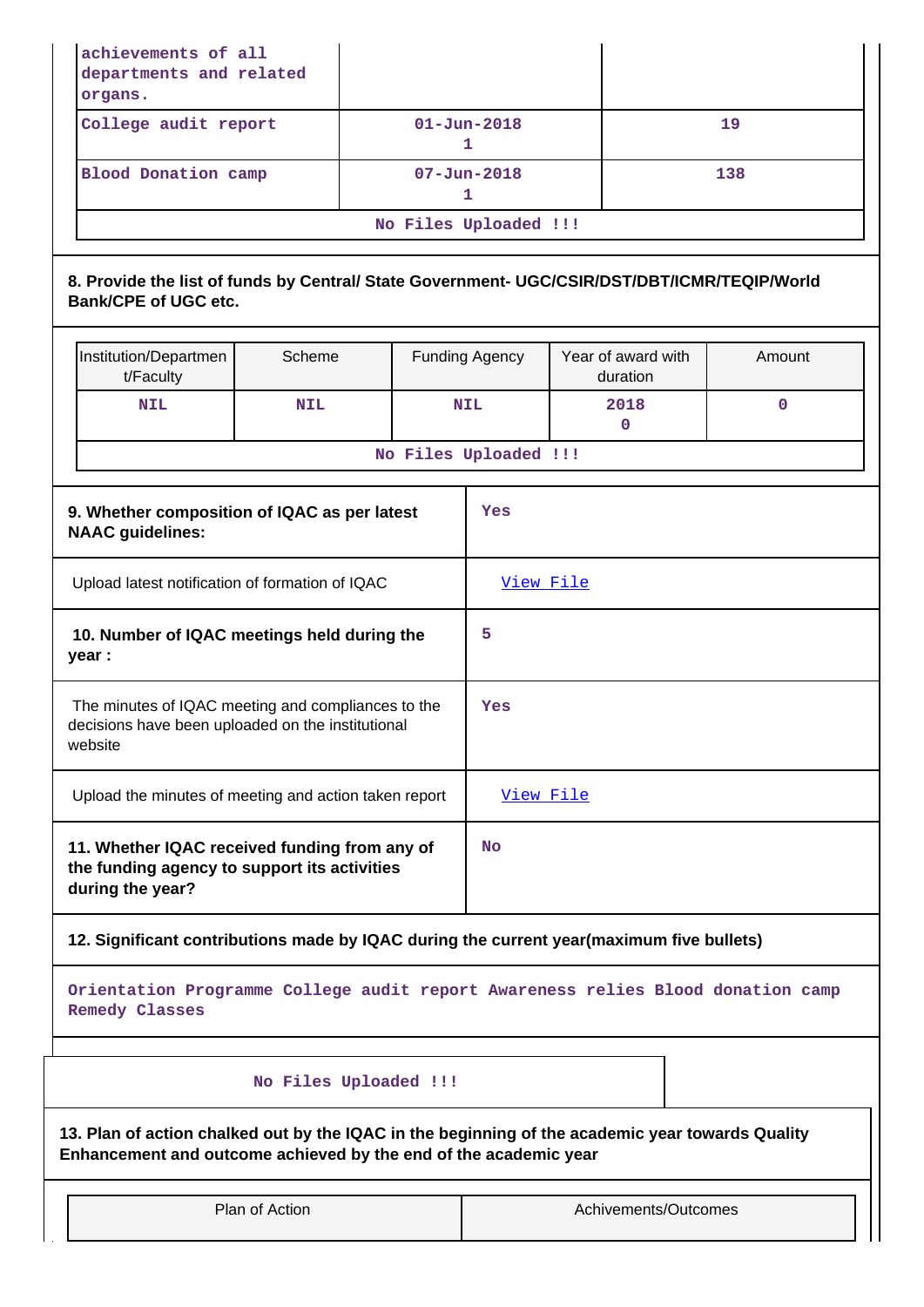| | | |
|---|---|---|
| achievements of all departments and related organs. | | |
| College audit report | 01-Jun-2018<br>1 | 19 |
| Blood Donation camp | 07-Jun-2018<br>1 | 138 |

No Files Uploaded !!!

**8. Provide the list of funds by Central/ State Government- UGC/CSIR/DST/DBT/ICMR/TEQIP/World Bank/CPE of UGC etc.**

| Institution/Department/Faculty | Scheme | Funding Agency | Year of award with duration | Amount |
|---|---|---|---|---|
| NIL | NIL | NIL | 2018<br>0 | 0 |

No Files Uploaded !!!

| | |
|---|---|
| **9. Whether composition of IQAC as per latest NAAC guidelines:** | Yes |
| Upload latest notification of formation of IQAC | View File |
| **10. Number of IQAC meetings held during the year :** | 5 |
| The minutes of IQAC meeting and compliances to the decisions have been uploaded on the institutional website | Yes |
| Upload the minutes of meeting and action taken report | View File |
| **11. Whether IQAC received funding from any of the funding agency to support its activities during the year?** | No |

**12. Significant contributions made by IQAC during the current year(maximum five bullets)**

Orientation Programme College audit report Awareness relies Blood donation camp Remedy Classes

No Files Uploaded !!!

**13. Plan of action chalked out by the IQAC in the beginning of the academic year towards Quality Enhancement and outcome achieved by the end of the academic year**

| Plan of Action | Achivements/Outcomes |
|---|---|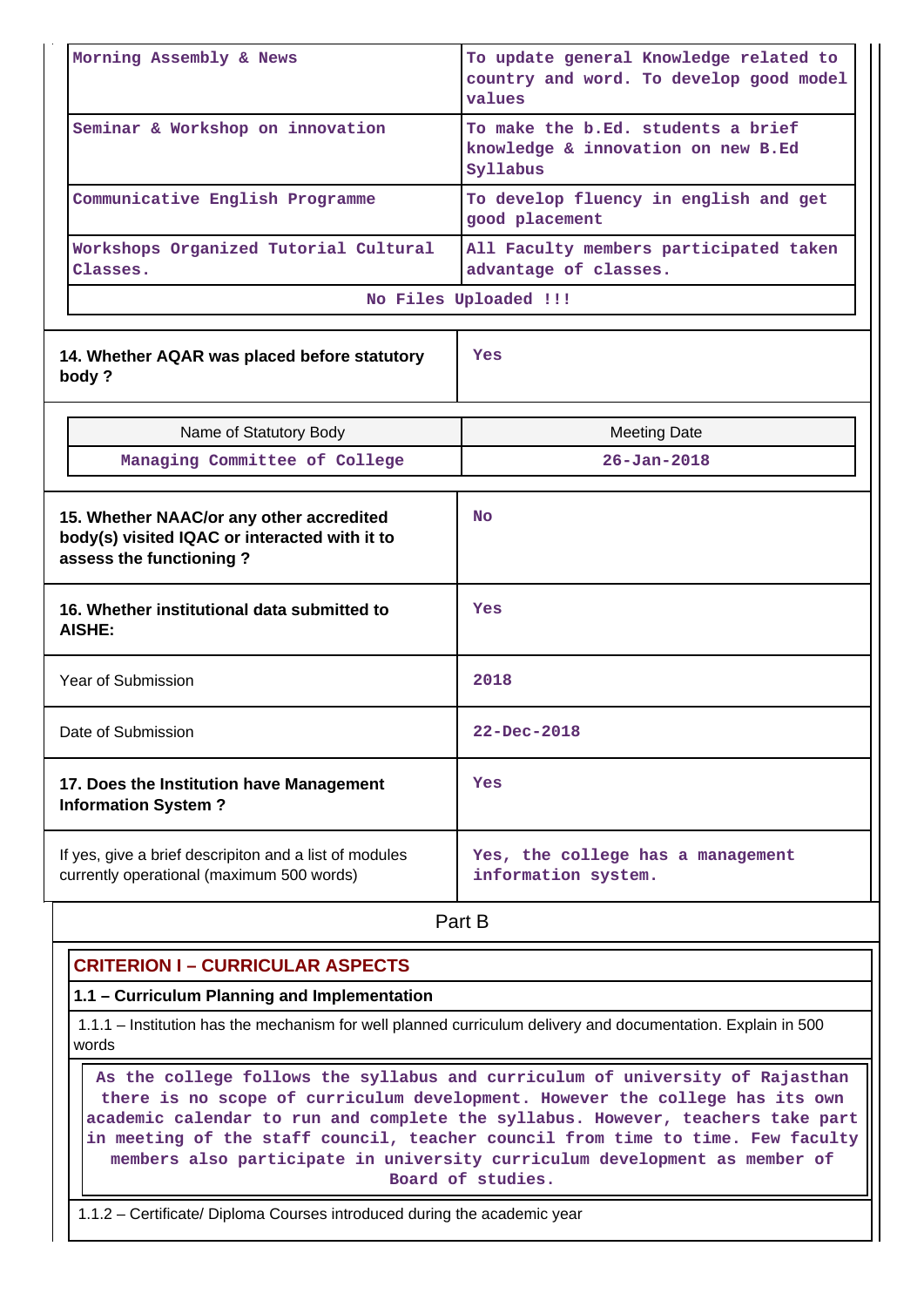| | |
|---|---|
| Morning Assembly & News | To update general Knowledge related to country and word. To develop good model values |
| Seminar & Workshop on innovation | To make the b.Ed. students a brief knowledge & innovation on new B.Ed Syllabus |
| Communicative English Programme | To develop fluency in english and get good placement |
| Workshops Organized Tutorial Cultural Classes. | All Faculty members participated taken advantage of classes. |

No Files Uploaded !!!

| | |
|---|---|
| **14. Whether AQAR was placed before statutory body ?** | Yes |

| Name of Statutory Body | Meeting Date |
|---|---|
| Managing Committee of College | 26-Jan-2018 |

| | |
|---|---|
| **15. Whether NAAC/or any other accredited body(s) visited IQAC or interacted with it to assess the functioning ?** | No |
| **16. Whether institutional data submitted to AISHE:** | Yes |
| Year of Submission | 2018 |
| Date of Submission | 22-Dec-2018 |
| **17. Does the Institution have Management Information System ?** | Yes |
| If yes, give a brief descripiton and a list of modules currently operational (maximum 500 words) | Yes, the college has a management information system. |

## Part B

### CRITERION I – CURRICULAR ASPECTS

**1.1 – Curriculum Planning and Implementation**

1.1.1 – Institution has the mechanism for well planned curriculum delivery and documentation. Explain in 500 words

As the college follows the syllabus and curriculum of university of Rajasthan there is no scope of curriculum development. However the college has its own academic calendar to run and complete the syllabus. However, teachers take part in meeting of the staff council, teacher council from time to time. Few faculty members also participate in university curriculum development as member of Board of studies.

1.1.2 – Certificate/ Diploma Courses introduced during the academic year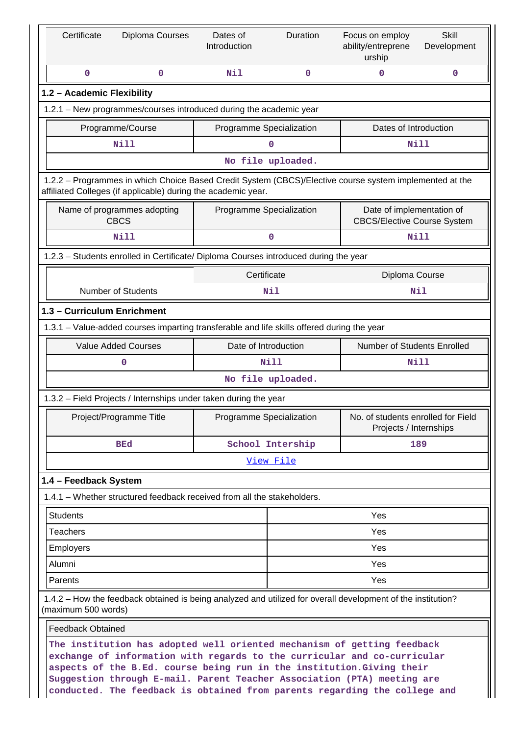| Certificate | Diploma Courses | Dates of Introduction | Duration | Focus on employ ability/entrepreneurship | Skill Development |
|---|---|---|---|---|---|
| 0 | 0 | Nil | 0 | 0 | 0 |

### 1.2 – Academic Flexibility

1.2.1 – New programmes/courses introduced during the academic year

| Programme/Course | Programme Specialization | Dates of Introduction |
|---|---|---|
| Nill | 0 | Nill |
| | No file uploaded. | |

1.2.2 – Programmes in which Choice Based Credit System (CBCS)/Elective course system implemented at the affiliated Colleges (if applicable) during the academic year.

| Name of programmes adopting CBCS | Programme Specialization | Date of implementation of CBCS/Elective Course System |
|---|---|---|
| Nill | 0 | Nill |

1.2.3 – Students enrolled in Certificate/ Diploma Courses introduced during the year

| | Certificate | Diploma Course |
|---|---|---|
| Number of Students | Nil | Nil |

### 1.3 – Curriculum Enrichment

1.3.1 – Value-added courses imparting transferable and life skills offered during the year

| Value Added Courses | Date of Introduction | Number of Students Enrolled |
|---|---|---|
| 0 | Nill | Nill |
| | No file uploaded. | |

1.3.2 – Field Projects / Internships under taken during the year

| Project/Programme Title | Programme Specialization | No. of students enrolled for Field Projects / Internships |
|---|---|---|
| BEd | School Intership | 189 |
| | View File | |

### 1.4 – Feedback System

1.4.1 – Whether structured feedback received from all the stakeholders.

| | |
|---|---|
| Students | Yes |
| Teachers | Yes |
| Employers | Yes |
| Alumni | Yes |
| Parents | Yes |

1.4.2 – How the feedback obtained is being analyzed and utilized for overall development of the institution? (maximum 500 words)

Feedback Obtained

The institution has adopted well oriented mechanism of getting feedback exchange of information with regards to the curricular and co-curricular aspects of the B.Ed. course being run in the institution.Giving their Suggestion through E-mail. Parent Teacher Association (PTA) meeting are conducted. The feedback is obtained from parents regarding the college and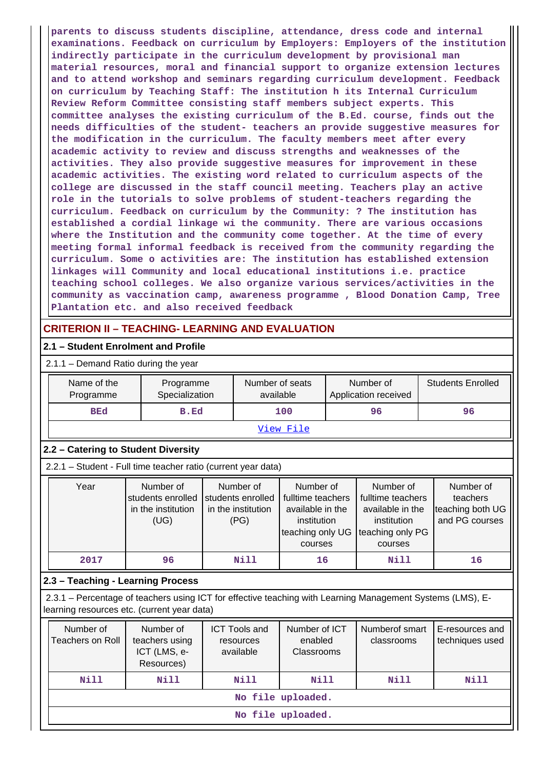parents to discuss students discipline, attendance, dress code and internal examinations. Feedback on curriculum by Employers: Employers of the institution indirectly participate in the curriculum development by provisional man material resources, moral and financial support to organize extension lectures and to attend workshop and seminars regarding curriculum development. Feedback on curriculum by Teaching Staff: The institution h its Internal Curriculum Review Reform Committee consisting staff members subject experts. This committee analyses the existing curriculum of the B.Ed. course, finds out the needs difficulties of the student- teachers an provide suggestive measures for the modification in the curriculum. The faculty members meet after every academic activity to review and discuss strengths and weaknesses of the activities. They also provide suggestive measures for improvement in these academic activities. The existing word related to curriculum aspects of the college are discussed in the staff council meeting. Teachers play an active role in the tutorials to solve problems of student-teachers regarding the curriculum. Feedback on curriculum by the Community: ? The institution has established a cordial linkage wi the community. There are various occasions where the Institution and the community come together. At the time of every meeting formal informal feedback is received from the community regarding the curriculum. Some o activities are: The institution has established extension linkages will Community and local educational institutions i.e. practice teaching school colleges. We also organize various services/activities in the community as vaccination camp, awareness programme , Blood Donation Camp, Tree Plantation etc. and also received feedback

## CRITERION II – TEACHING- LEARNING AND EVALUATION

### 2.1 – Student Enrolment and Profile

2.1.1 – Demand Ratio during the year

| Name of the Programme | Programme Specialization | Number of seats available | Number of Application received | Students Enrolled |
|---|---|---|---|---|
| BEd | B.Ed | 100 | 96 | 96 |
| View File | | | | |

### 2.2 – Catering to Student Diversity

2.2.1 – Student - Full time teacher ratio (current year data)

| Year | Number of students enrolled in the institution (UG) | Number of students enrolled in the institution (PG) | Number of fulltime teachers available in the institution teaching only UG courses | Number of fulltime teachers available in the institution teaching only PG courses | Number of teachers teaching both UG and PG courses |
|---|---|---|---|---|---|
| 2017 | 96 | Nill | 16 | Nill | 16 |

### 2.3 – Teaching - Learning Process

2.3.1 – Percentage of teachers using ICT for effective teaching with Learning Management Systems (LMS), E-learning resources etc. (current year data)

| Number of Teachers on Roll | Number of teachers using ICT (LMS, e-Resources) | ICT Tools and resources available | Number of ICT enabled Classrooms | Numberof smart classrooms | E-resources and techniques used |
|---|---|---|---|---|---|
| Nill | Nill | Nill | Nill | Nill | Nill |
| No file uploaded. | | | | | |
| No file uploaded. | | | | | |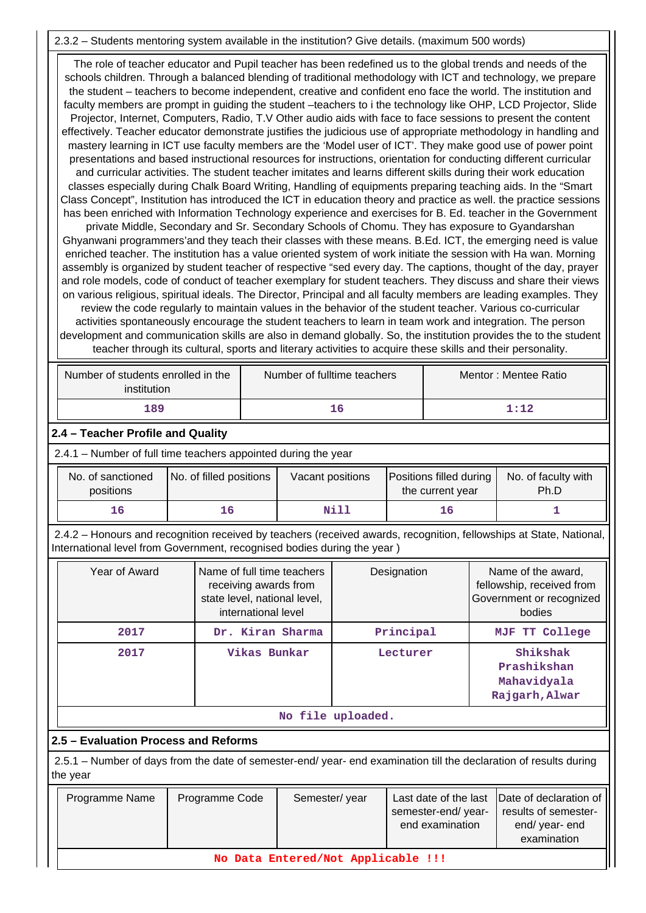2.3.2 – Students mentoring system available in the institution? Give details. (maximum 500 words)

The role of teacher educator and Pupil teacher has been redefined us to the global trends and needs of the schools children. Through a balanced blending of traditional methodology with ICT and technology, we prepare the student – teachers to become independent, creative and confident eno face the world. The institution and faculty members are prompt in guiding the student –teachers to i the technology like OHP, LCD Projector, Slide Projector, Internet, Computers, Radio, T.V Other audio aids with face to face sessions to present the content effectively. Teacher educator demonstrate justifies the judicious use of appropriate methodology in handling and mastery learning in ICT use faculty members are the 'Model user of ICT'. They make good use of power point presentations and based instructional resources for instructions, orientation for conducting different curricular and curricular activities. The student teacher imitates and learns different skills during their work education classes especially during Chalk Board Writing, Handling of equipments preparing teaching aids. In the "Smart Class Concept", Institution has introduced the ICT in education theory and practice as well. the practice sessions has been enriched with Information Technology experience and exercises for B. Ed. teacher in the Government private Middle, Secondary and Sr. Secondary Schools of Chomu. They has exposure to Gyandarshan Ghyanwani programmers'and they teach their classes with these means. B.Ed. ICT, the emerging need is value enriched teacher. The institution has a value oriented system of work initiate the session with Ha wan. Morning assembly is organized by student teacher of respective "sed every day. The captions, thought of the day, prayer and role models, code of conduct of teacher exemplary for student teachers. They discuss and share their views on various religious, spiritual ideals. The Director, Principal and all faculty members are leading examples. They review the code regularly to maintain values in the behavior of the student teacher. Various co-curricular activities spontaneously encourage the student teachers to learn in team work and integration. The person development and communication skills are also in demand globally. So, the institution provides the to the student teacher through its cultural, sports and literary activities to acquire these skills and their personality.

| Number of students enrolled in the institution | Number of fulltime teachers | Mentor : Mentee Ratio |
|---|---|---|
| 189 | 16 | 1:12 |

## 2.4 – Teacher Profile and Quality

2.4.1 – Number of full time teachers appointed during the year

| No. of sanctioned positions | No. of filled positions | Vacant positions | Positions filled during the current year | No. of faculty with Ph.D |
|---|---|---|---|---|
| 16 | 16 | Nill | 16 | 1 |

2.4.2 – Honours and recognition received by teachers (received awards, recognition, fellowships at State, National, International level from Government, recognised bodies during the year )

| Year of Award | Name of full time teachers receiving awards from state level, national level, international level | Designation | Name of the award, fellowship, received from Government or recognized bodies |
|---|---|---|---|
| 2017 | Dr. Kiran Sharma | Principal | MJF TT College |
| 2017 | Vikas Bunkar | Lecturer | Shikshak Prashikshan Mahavidyala Rajgarh,Alwar |
| No file uploaded. | | | |

## 2.5 – Evaluation Process and Reforms

2.5.1 – Number of days from the date of semester-end/ year- end examination till the declaration of results during the year

| Programme Name | Programme Code | Semester/ year | Last date of the last semester-end/ year- end examination | Date of declaration of results of semester-end/ year- end examination |
|---|---|---|---|---|
| No Data Entered/Not Applicable !!! | | | | |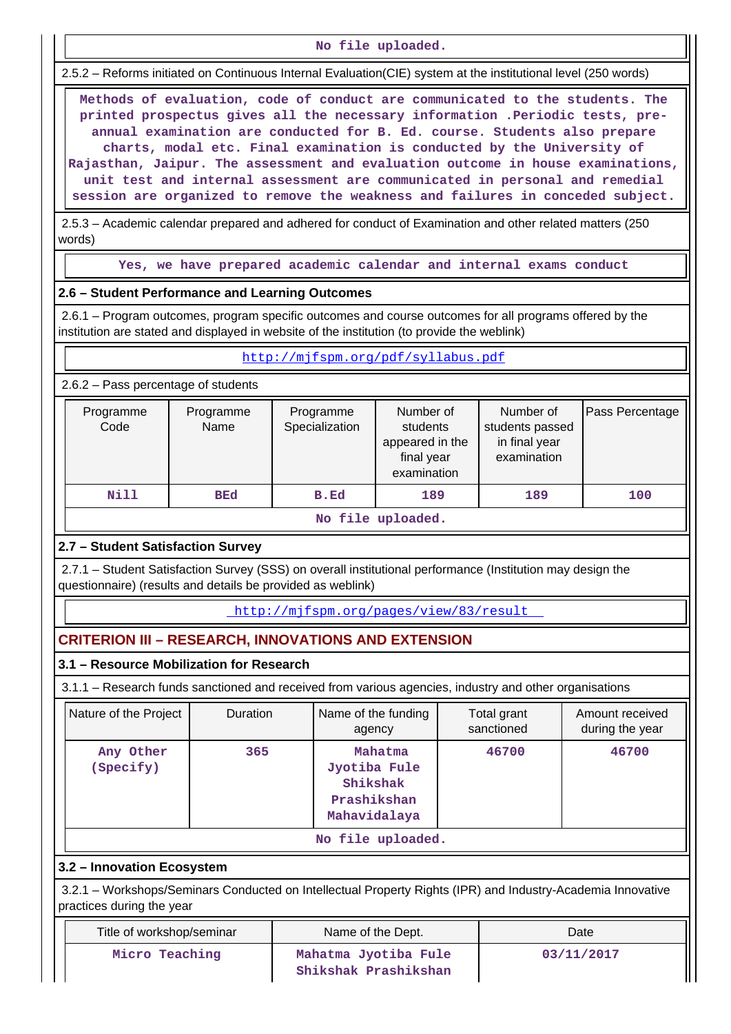No file uploaded.

2.5.2 – Reforms initiated on Continuous Internal Evaluation(CIE) system at the institutional level (250 words)

Methods of evaluation, code of conduct are communicated to the students. The printed prospectus gives all the necessary information .Periodic tests, pre-annual examination are conducted for B. Ed. course. Students also prepare charts, modal etc. Final examination is conducted by the University of Rajasthan, Jaipur. The assessment and evaluation outcome in house examinations, unit test and internal assessment are communicated in personal and remedial session are organized to remove the weakness and failures in conceded subject.

2.5.3 – Academic calendar prepared and adhered for conduct of Examination and other related matters (250 words)

Yes, we have prepared academic calendar and internal exams conduct

### 2.6 – Student Performance and Learning Outcomes

2.6.1 – Program outcomes, program specific outcomes and course outcomes for all programs offered by the institution are stated and displayed in website of the institution (to provide the weblink)

http://mjfspm.org/pdf/syllabus.pdf

2.6.2 – Pass percentage of students

| Programme Code | Programme Name | Programme Specialization | Number of students appeared in the final year examination | Number of students passed in final year examination | Pass Percentage |
|---|---|---|---|---|---|
| Nill | BEd | B.Ed | 189 | 189 | 100 |

No file uploaded.

### 2.7 – Student Satisfaction Survey

2.7.1 – Student Satisfaction Survey (SSS) on overall institutional performance (Institution may design the questionnaire) (results and details be provided as weblink)

http://mjfspm.org/pages/view/83/result

## CRITERION III – RESEARCH, INNOVATIONS AND EXTENSION

### 3.1 – Resource Mobilization for Research

3.1.1 – Research funds sanctioned and received from various agencies, industry and other organisations

| Nature of the Project | Duration | Name of the funding agency | Total grant sanctioned | Amount received during the year |
|---|---|---|---|---|
| Any Other (Specify) | 365 | Mahatma Jyotiba Fule Shikshak Prashikshan Mahavidalaya | 46700 | 46700 |

No file uploaded.

### 3.2 – Innovation Ecosystem

3.2.1 – Workshops/Seminars Conducted on Intellectual Property Rights (IPR) and Industry-Academia Innovative practices during the year

| Title of workshop/seminar | Name of the Dept. | Date |
|---|---|---|
| Micro Teaching | Mahatma Jyotiba Fule Shikshak Prashikshan | 03/11/2017 |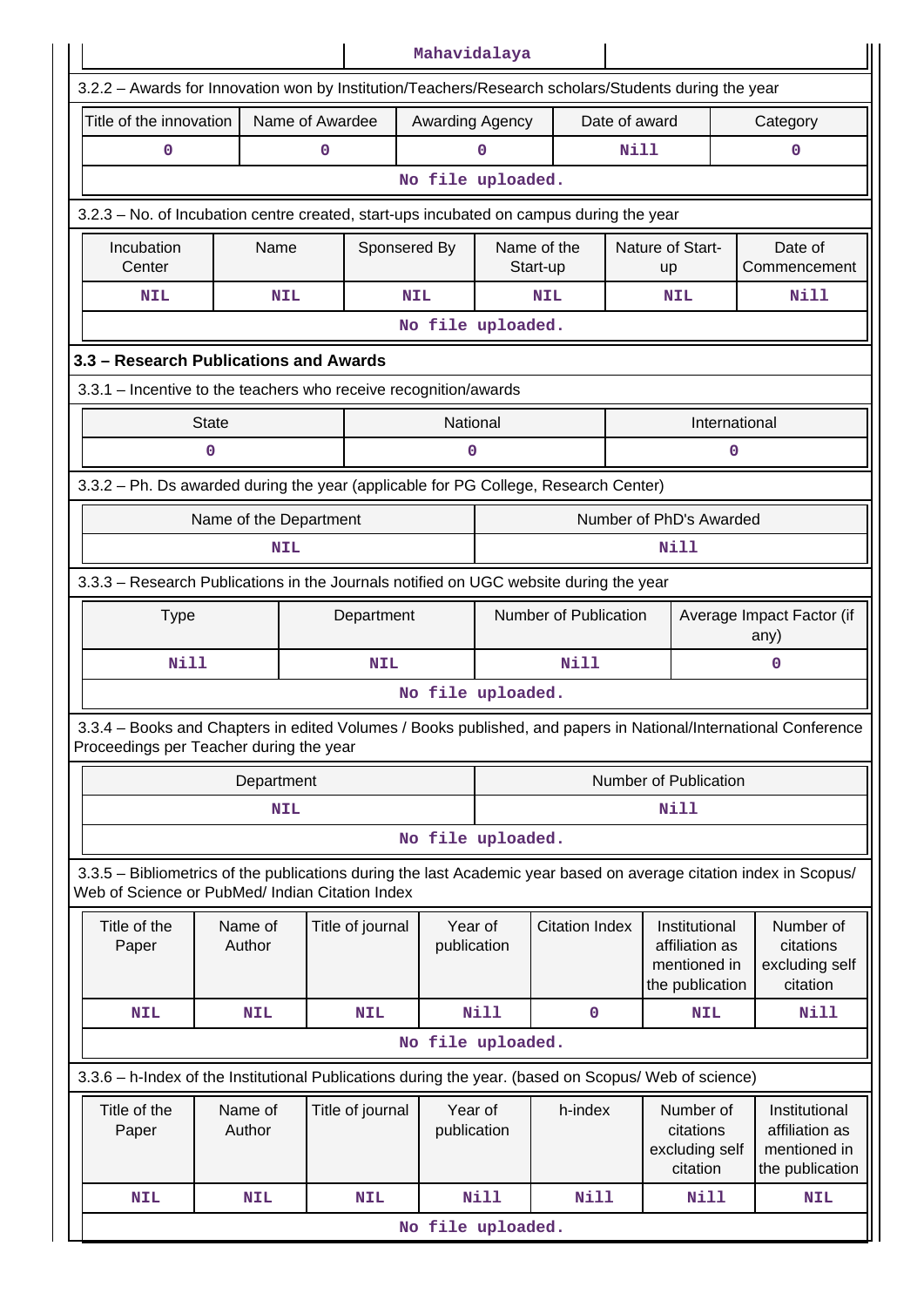| | Mahavidalaya | |
|---|---|---|

3.2.2 – Awards for Innovation won by Institution/Teachers/Research scholars/Students during the year

| Title of the innovation | Name of Awardee | Awarding Agency | Date of award | Category |
|---|---|---|---|---|
| 0 | 0 | 0 | Nill | 0 |
| No file uploaded. | | | | |

3.2.3 – No. of Incubation centre created, start-ups incubated on campus during the year

| Incubation Center | Name | Sponsered By | Name of the Start-up | Nature of Start-up | Date of Commencement |
|---|---|---|---|---|---|
| NIL | NIL | NIL | NIL | NIL | Nill |
| No file uploaded. | | | | | |

### 3.3 – Research Publications and Awards

3.3.1 – Incentive to the teachers who receive recognition/awards

| State | National | International |
|---|---|---|
| 0 | 0 | 0 |

3.3.2 – Ph. Ds awarded during the year (applicable for PG College, Research Center)

| Name of the Department | Number of PhD's Awarded |
|---|---|
| NIL | Nill |

3.3.3 – Research Publications in the Journals notified on UGC website during the year

| Type | Department | Number of Publication | Average Impact Factor (if any) |
|---|---|---|---|
| Nill | NIL | Nill | 0 |
| No file uploaded. | | | |

3.3.4 – Books and Chapters in edited Volumes / Books published, and papers in National/International Conference Proceedings per Teacher during the year

| Department | Number of Publication |
|---|---|
| NIL | Nill |
| No file uploaded. | |

3.3.5 – Bibliometrics of the publications during the last Academic year based on average citation index in Scopus/ Web of Science or PubMed/ Indian Citation Index

| Title of the Paper | Name of Author | Title of journal | Year of publication | Citation Index | Institutional affiliation as mentioned in the publication | Number of citations excluding self citation |
|---|---|---|---|---|---|---|
| NIL | NIL | NIL | Nill | 0 | NIL | Nill |
| No file uploaded. | | | | | | |

3.3.6 – h-Index of the Institutional Publications during the year. (based on Scopus/ Web of science)

| Title of the Paper | Name of Author | Title of journal | Year of publication | h-index | Number of citations excluding self citation | Institutional affiliation as mentioned in the publication |
|---|---|---|---|---|---|---|
| NIL | NIL | NIL | Nill | Nill | Nill | NIL |
| No file uploaded. | | | | | | |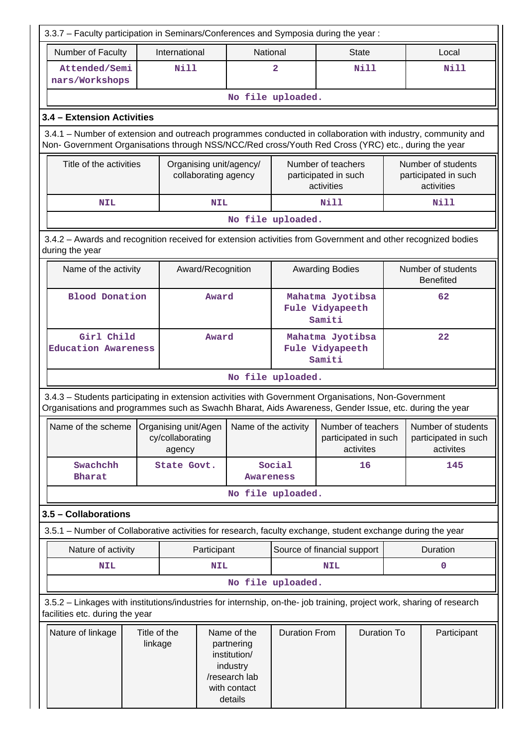3.3.7 – Faculty participation in Seminars/Conferences and Symposia during the year :

| Number of Faculty | International | National | State | Local |
|---|---|---|---|---|
| Attended/Seminars/Workshops | Nill | 2 | Nill | Nill |
| No file uploaded. | | | | |

### 3.4 – Extension Activities

3.4.1 – Number of extension and outreach programmes conducted in collaboration with industry, community and Non- Government Organisations through NSS/NCC/Red cross/Youth Red Cross (YRC) etc., during the year

| Title of the activities | Organising unit/agency/ collaborating agency | Number of teachers participated in such activities | Number of students participated in such activities |
|---|---|---|---|
| NIL | NIL | Nill | Nill |
| No file uploaded. | | | |

3.4.2 – Awards and recognition received for extension activities from Government and other recognized bodies during the year

| Name of the activity | Award/Recognition | Awarding Bodies | Number of students Benefited |
|---|---|---|---|
| Blood Donation | Award | Mahatma Jyotibsa Fule Vidyapeeth Samiti | 62 |
| Girl Child Education Awareness | Award | Mahatma Jyotibsa Fule Vidyapeeth Samiti | 22 |
| No file uploaded. | | | |

3.4.3 – Students participating in extension activities with Government Organisations, Non-Government Organisations and programmes such as Swachh Bharat, Aids Awareness, Gender Issue, etc. during the year

| Name of the scheme | Organising unit/Agency/collaborating agency | Name of the activity | Number of teachers participated in such activites | Number of students participated in such activites |
|---|---|---|---|---|
| Swachchh Bharat | State Govt. | Social Awareness | 16 | 145 |
| No file uploaded. | | | | |

### 3.5 – Collaborations

3.5.1 – Number of Collaborative activities for research, faculty exchange, student exchange during the year

| Nature of activity | Participant | Source of financial support | Duration |
|---|---|---|---|
| NIL | NIL | NIL | 0 |
| No file uploaded. | | | |

3.5.2 – Linkages with institutions/industries for internship, on-the- job training, project work, sharing of research facilities etc. during the year

| Nature of linkage | Title of the linkage | Name of the partnering institution/ industry /research lab with contact details | Duration From | Duration To | Participant |
|---|---|---|---|---|---|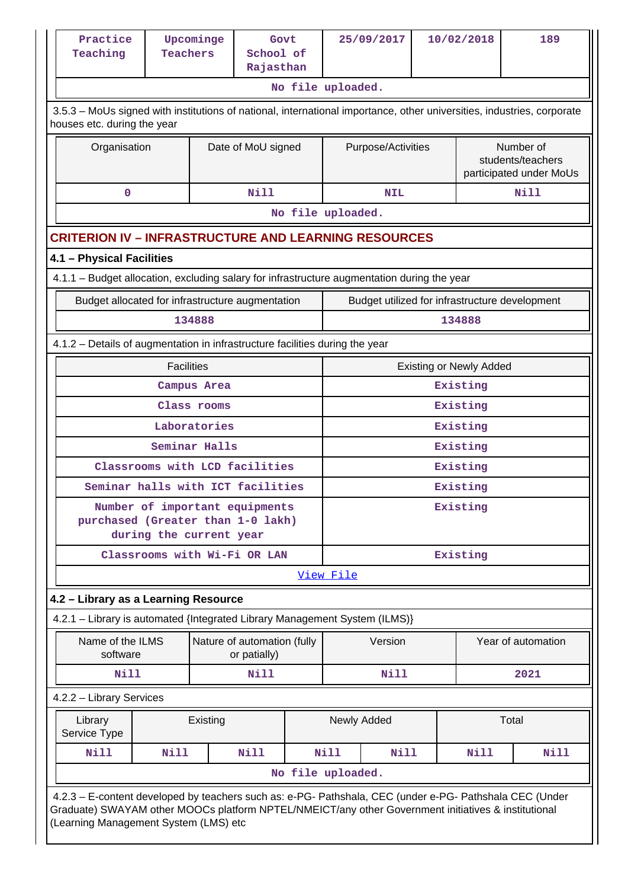| Practice Teaching | Upcominge Teachers | Govt School of Rajasthan | 25/09/2017 | 10/02/2018 | 189 |
|---|---|---|---|---|---|
| No file uploaded. | | | | | |

3.5.3 – MoUs signed with institutions of national, international importance, other universities, industries, corporate houses etc. during the year

| Organisation | Date of MoU signed | Purpose/Activities | Number of students/teachers participated under MoUs |
|---|---|---|---|
| 0 | Nill | NIL | Nill |
| No file uploaded. | | | |

## CRITERION IV – INFRASTRUCTURE AND LEARNING RESOURCES

### 4.1 – Physical Facilities

4.1.1 – Budget allocation, excluding salary for infrastructure augmentation during the year

| Budget allocated for infrastructure augmentation | Budget utilized for infrastructure development |
|---|---|
| 134888 | 134888 |

4.1.2 – Details of augmentation in infrastructure facilities during the year

| Facilities | Existing or Newly Added |
|---|---|
| Campus Area | Existing |
| Class rooms | Existing |
| Laboratories | Existing |
| Seminar Halls | Existing |
| Classrooms with LCD facilities | Existing |
| Seminar halls with ICT facilities | Existing |
| Number of important equipments purchased (Greater than 1-0 lakh) during the current year | Existing |
| Classrooms with Wi-Fi OR LAN | Existing |
| View File | |

### 4.2 – Library as a Learning Resource

4.2.1 – Library is automated {Integrated Library Management System (ILMS)}

| Name of the ILMS software | Nature of automation (fully or patially) | Version | Year of automation |
|---|---|---|---|
| Nill | Nill | Nill | 2021 |

4.2.2 – Library Services

| Library Service Type | Existing | | Newly Added | | Total | |
|---|---|---|---|---|---|---|
| Nill | Nill | Nill | Nill | Nill | Nill | Nill |
| No file uploaded. | | | | | | |

4.2.3 – E-content developed by teachers such as: e-PG- Pathshala, CEC (under e-PG- Pathshala CEC (Under Graduate) SWAYAM other MOOCs platform NPTEL/NMEICT/any other Government initiatives & institutional (Learning Management System (LMS) etc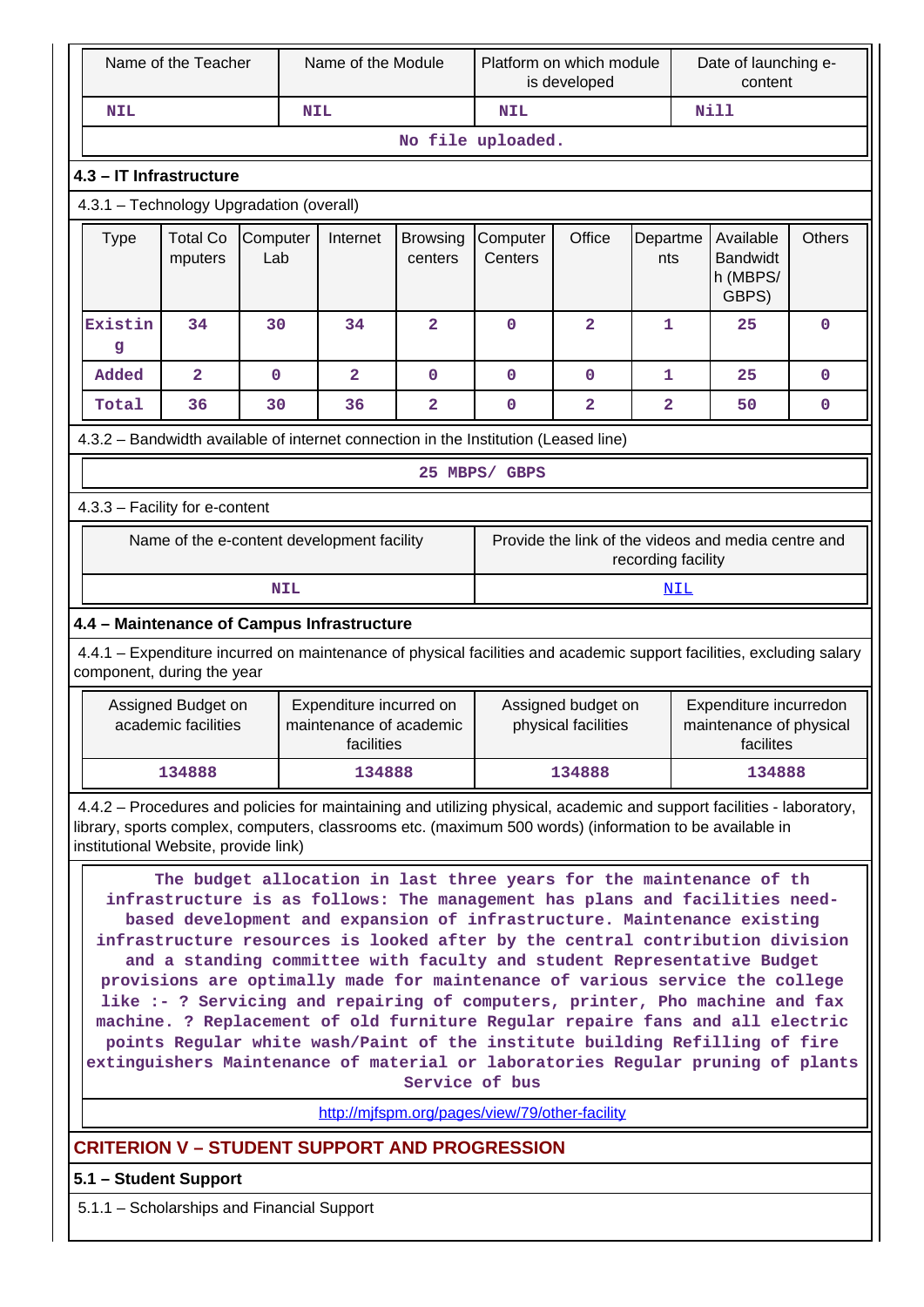| Name of the Teacher | Name of the Module | Platform on which module is developed | Date of launching e-content |
|---|---|---|---|
| NIL | NIL | NIL | Nill |
| No file uploaded. | | | |

### 4.3 – IT Infrastructure

4.3.1 – Technology Upgradation (overall)

| Type | Total Computers | Computer Lab | Internet | Browsing centers | Computer Centers | Office | Departments | Available Bandwidth (MBPS/ GBPS) | Others |
|---|---|---|---|---|---|---|---|---|---|
| Existing | 34 | 30 | 34 | 2 | 0 | 2 | 1 | 25 | 0 |
| Added | 2 | 0 | 2 | 0 | 0 | 0 | 1 | 25 | 0 |
| Total | 36 | 30 | 36 | 2 | 0 | 2 | 2 | 50 | 0 |

4.3.2 – Bandwidth available of internet connection in the Institution (Leased line)

25 MBPS/ GBPS

4.3.3 – Facility for e-content

| Name of the e-content development facility | Provide the link of the videos and media centre and recording facility |
|---|---|
| NIL | NIL |

### 4.4 – Maintenance of Campus Infrastructure

4.4.1 – Expenditure incurred on maintenance of physical facilities and academic support facilities, excluding salary component, during the year

| Assigned Budget on academic facilities | Expenditure incurred on maintenance of academic facilities | Assigned budget on physical facilities | Expenditure incurredon maintenance of physical facilites |
|---|---|---|---|
| 134888 | 134888 | 134888 | 134888 |

4.4.2 – Procedures and policies for maintaining and utilizing physical, academic and support facilities - laboratory, library, sports complex, computers, classrooms etc. (maximum 500 words) (information to be available in institutional Website, provide link)

The budget allocation in last three years for the maintenance of th infrastructure is as follows: The management has plans and facilities need-based development and expansion of infrastructure. Maintenance existing infrastructure resources is looked after by the central contribution division and a standing committee with faculty and student Representative Budget provisions are optimally made for maintenance of various service the college like :- ? Servicing and repairing of computers, printer, Pho machine and fax machine. ? Replacement of old furniture Regular repaire fans and all electric points Regular white wash/Paint of the institute building Refilling of fire extinguishers Maintenance of material or laboratories Regular pruning of plants Service of bus

http://mjfspm.org/pages/view/79/other-facility

## CRITERION V – STUDENT SUPPORT AND PROGRESSION

### 5.1 – Student Support

5.1.1 – Scholarships and Financial Support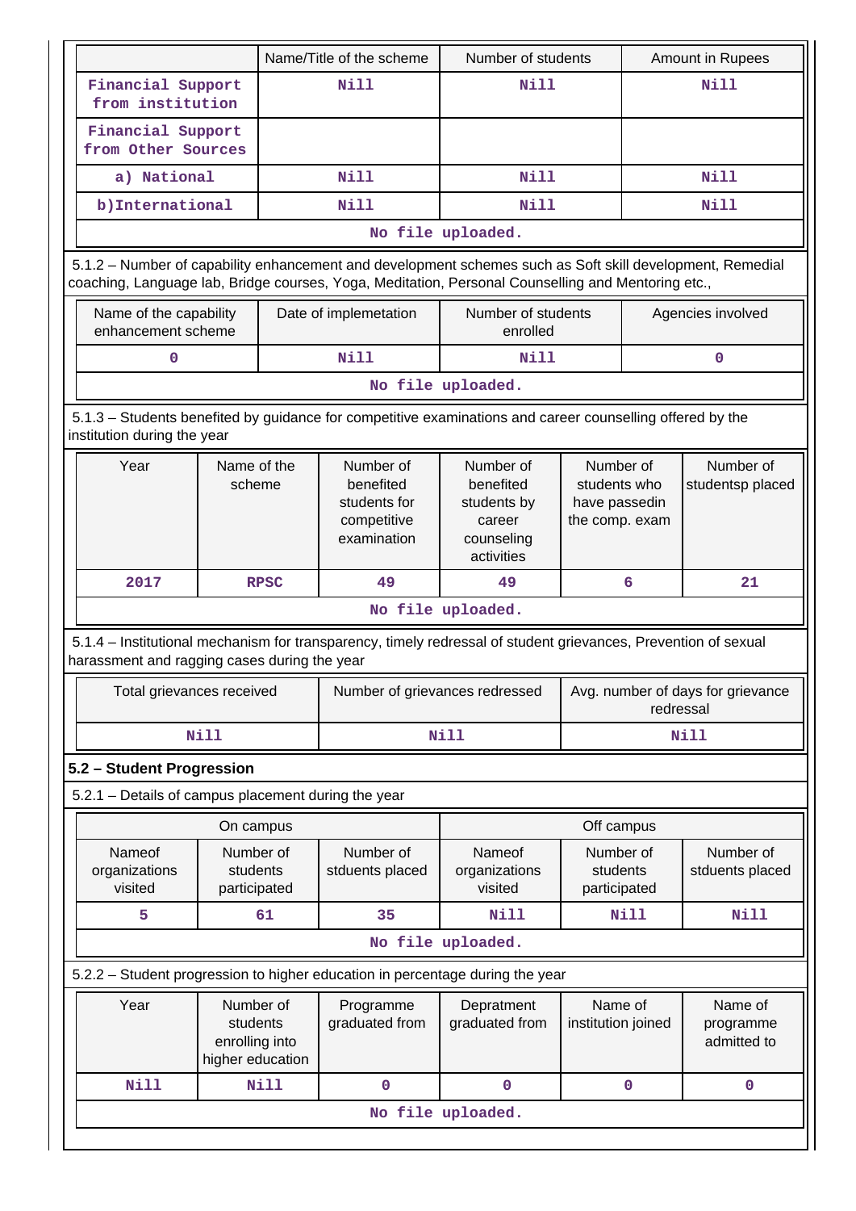| | Name/Title of the scheme | Number of students | Amount in Rupees |
|---|---|---|---|
| Financial Support from institution | Nill | Nill | Nill |
| Financial Support from Other Sources | | | |
| a) National | Nill | Nill | Nill |
| b)International | Nill | Nill | Nill |
| No file uploaded. | | | |

5.1.2 – Number of capability enhancement and development schemes such as Soft skill development, Remedial coaching, Language lab, Bridge courses, Yoga, Meditation, Personal Counselling and Mentoring etc.,

| Name of the capability enhancement scheme | Date of implemetation | Number of students enrolled | Agencies involved |
|---|---|---|---|
| 0 | Nill | Nill | 0 |
| No file uploaded. | | | |

5.1.3 – Students benefited by guidance for competitive examinations and career counselling offered by the institution during the year

| Year | Name of the scheme | Number of benefited students for competitive examination | Number of benefited students by career counseling activities | Number of students who have passedin the comp. exam | Number of studentsp placed |
|---|---|---|---|---|---|
| 2017 | RPSC | 49 | 49 | 6 | 21 |
| No file uploaded. | | | | | |

5.1.4 – Institutional mechanism for transparency, timely redressal of student grievances, Prevention of sexual harassment and ragging cases during the year

| Total grievances received | Number of grievances redressed | Avg. number of days for grievance redressal |
|---|---|---|
| Nill | Nill | Nill |

## 5.2 – Student Progression

5.2.1 – Details of campus placement during the year

| On campus | | | Off campus | | |
|---|---|---|---|---|---|
| Nameof organizations visited | Number of students participated | Number of stduents placed | Nameof organizations visited | Number of students participated | Number of stduents placed |
| 5 | 61 | 35 | Nill | Nill | Nill |
| No file uploaded. | | | | | |

5.2.2 – Student progression to higher education in percentage during the year

| Year | Number of students enrolling into higher education | Programme graduated from | Depratment graduated from | Name of institution joined | Name of programme admitted to |
|---|---|---|---|---|---|
| Nill | Nill | 0 | 0 | 0 | 0 |
| No file uploaded. | | | | | |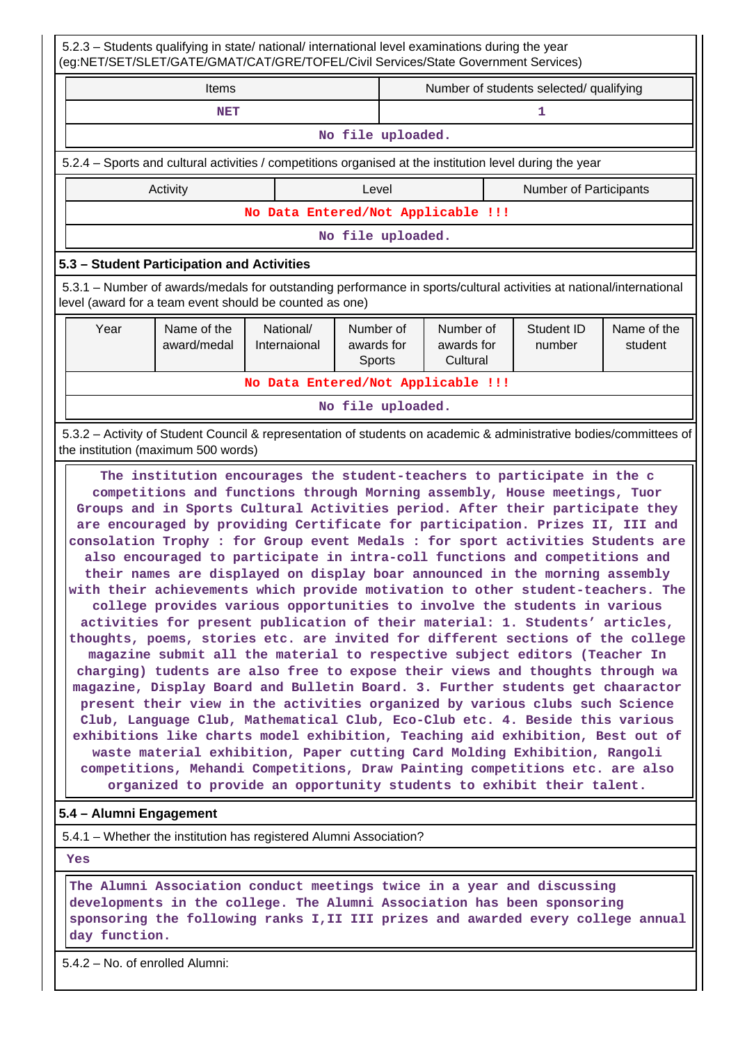5.2.3 – Students qualifying in state/ national/ international level examinations during the year (eg:NET/SET/SLET/GATE/GMAT/CAT/GRE/TOFEL/Civil Services/State Government Services)

| Items | Number of students selected/ qualifying |
|---|---|
| NET | 1 |
| No file uploaded. | |

5.2.4 – Sports and cultural activities / competitions organised at the institution level during the year

| Activity | Level | Number of Participants |
|---|---|---|
| No Data Entered/Not Applicable !!! | | |
| No file uploaded. | | |

### 5.3 – Student Participation and Activities

5.3.1 – Number of awards/medals for outstanding performance in sports/cultural activities at national/international level (award for a team event should be counted as one)

| Year | Name of the award/medal | National/ Internaional | Number of awards for Sports | Number of awards for Cultural | Student ID number | Name of the student |
|---|---|---|---|---|---|---|
| No Data Entered/Not Applicable !!! | | | | | | |
| No file uploaded. | | | | | | |

5.3.2 – Activity of Student Council & representation of students on academic & administrative bodies/committees of the institution (maximum 500 words)

The institution encourages the student-teachers to participate in the c competitions and functions through Morning assembly, House meetings, Tuor Groups and in Sports Cultural Activities period. After their participate they are encouraged by providing Certificate for participation. Prizes II, III and consolation Trophy : for Group event Medals : for sport activities Students are also encouraged to participate in intra-coll functions and competitions and their names are displayed on display boar announced in the morning assembly with their achievements which provide motivation to other student-teachers. The college provides various opportunities to involve the students in various activities for present publication of their material: 1. Students' articles, thoughts, poems, stories etc. are invited for different sections of the college magazine submit all the material to respective subject editors (Teacher In charging) tudents are also free to expose their views and thoughts through wa magazine, Display Board and Bulletin Board. 3. Further students get chaaractor present their view in the activities organized by various clubs such Science Club, Language Club, Mathematical Club, Eco-Club etc. 4. Beside this various exhibitions like charts model exhibition, Teaching aid exhibition, Best out of waste material exhibition, Paper cutting Card Molding Exhibition, Rangoli competitions, Mehandi Competitions, Draw Painting competitions etc. are also organized to provide an opportunity students to exhibit their talent.

### 5.4 – Alumni Engagement

5.4.1 – Whether the institution has registered Alumni Association?

Yes

The Alumni Association conduct meetings twice in a year and discussing developments in the college. The Alumni Association has been sponsoring sponsoring the following ranks I,II III prizes and awarded every college annual day function.

5.4.2 – No. of enrolled Alumni: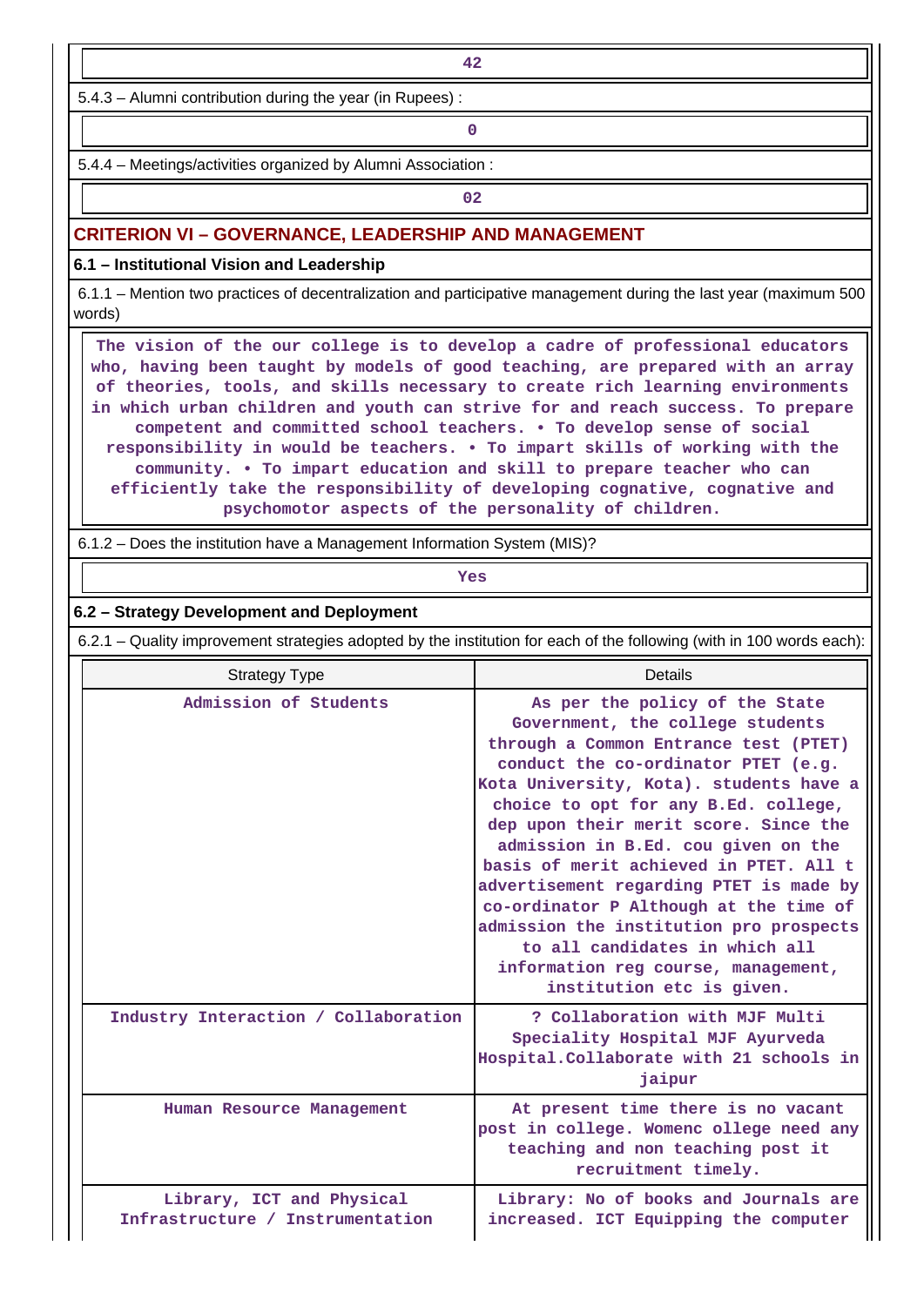42

5.4.3 – Alumni contribution during the year (in Rupees) :

0

5.4.4 – Meetings/activities organized by Alumni Association :

02

## CRITERION VI – GOVERNANCE, LEADERSHIP AND MANAGEMENT

### 6.1 – Institutional Vision and Leadership

6.1.1 – Mention two practices of decentralization and participative management during the last year (maximum 500 words)

The vision of the our college is to develop a cadre of professional educators who, having been taught by models of good teaching, are prepared with an array of theories, tools, and skills necessary to create rich learning environments in which urban children and youth can strive for and reach success. To prepare competent and committed school teachers. • To develop sense of social responsibility in would be teachers. • To impart skills of working with the community. • To impart education and skill to prepare teacher who can efficiently take the responsibility of developing cognative, cognative and psychomotor aspects of the personality of children.

6.1.2 – Does the institution have a Management Information System (MIS)?

Yes

### 6.2 – Strategy Development and Deployment

6.2.1 – Quality improvement strategies adopted by the institution for each of the following (with in 100 words each):

| Strategy Type | Details |
|---|---|
| Admission of Students | As per the policy of the State Government, the college students through a Common Entrance test (PTET) conduct the co-ordinator PTET (e.g. Kota University, Kota). students have a choice to opt for any B.Ed. college, dep upon their merit score. Since the admission in B.Ed. cou given on the basis of merit achieved in PTET. All t advertisement regarding PTET is made by co-ordinator P Although at the time of admission the institution pro prospects to all candidates in which all information reg course, management, institution etc is given. |
| Industry Interaction / Collaboration | ? Collaboration with MJF Multi Speciality Hospital MJF Ayurveda Hospital.Collaborate with 21 schools in jaipur |
| Human Resource Management | At present time there is no vacant post in college. Womenc ollege need any teaching and non teaching post it recruitment timely. |
| Library, ICT and Physical Infrastructure / Instrumentation | Library: No of books and Journals are increased. ICT Equipping the computer |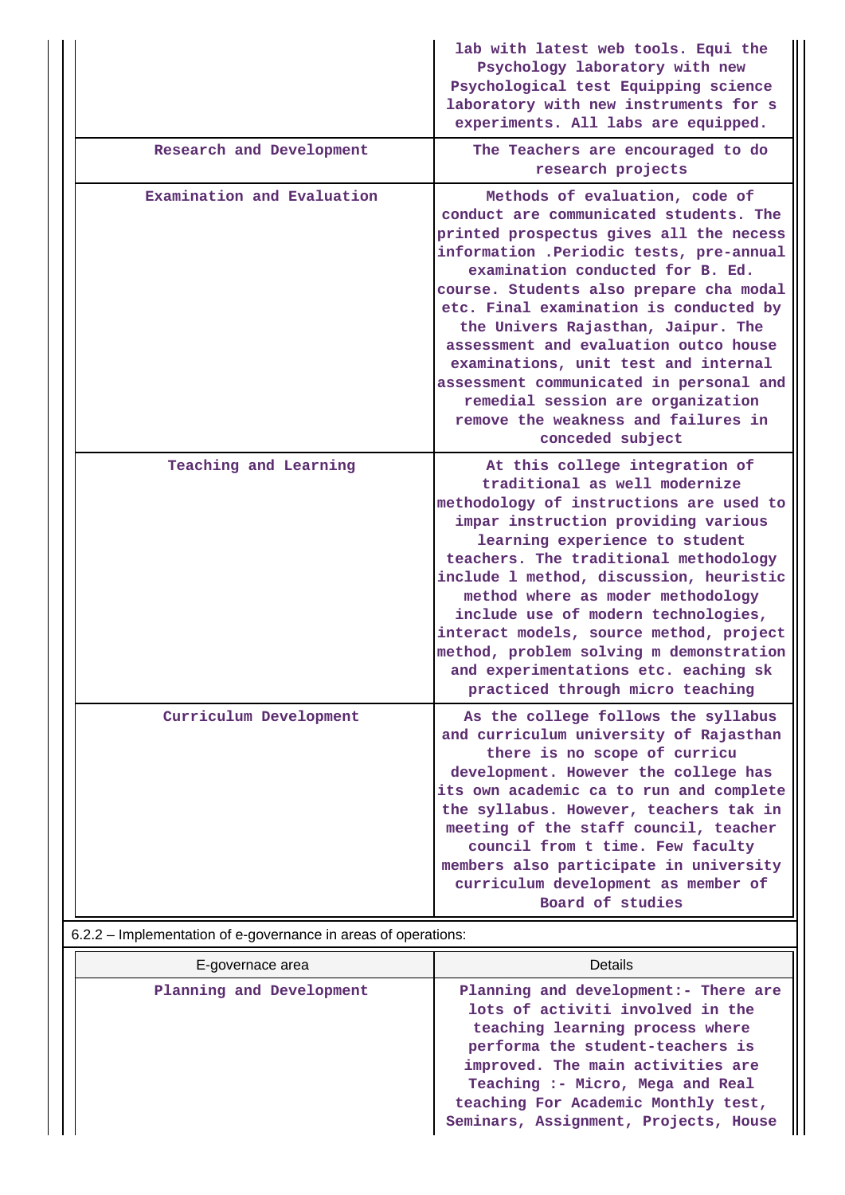| | |
|---|---|
| | lab with latest web tools. Equi the Psychology laboratory with new Psychological test Equipping science laboratory with new instruments for s experiments. All labs are equipped. |
| Research and Development | The Teachers are encouraged to do research projects |
| Examination and Evaluation | Methods of evaluation, code of conduct are communicated students. The printed prospectus gives all the necess information .Periodic tests, pre-annual examination conducted for B. Ed. course. Students also prepare cha modal etc. Final examination is conducted by the Univers Rajasthan, Jaipur. The assessment and evaluation outco house examinations, unit test and internal assessment communicated in personal and remedial session are organization remove the weakness and failures in conceded subject |
| Teaching and Learning | At this college integration of traditional as well modernize methodology of instructions are used to impar instruction providing various learning experience to student teachers. The traditional methodology include l method, discussion, heuristic method where as moder methodology include use of modern technologies, interact models, source method, project method, problem solving m demonstration and experimentations etc. eaching sk practiced through micro teaching |
| Curriculum Development | As the college follows the syllabus and curriculum university of Rajasthan there is no scope of curricu development. However the college has its own academic ca to run and complete the syllabus. However, teachers tak in meeting of the staff council, teacher council from t time. Few faculty members also participate in university curriculum development as member of Board of studies |

6.2.2 – Implementation of e-governance in areas of operations:

| E-governace area | Details |
|---|---|
| Planning and Development | Planning and development:- There are lots of activiti involved in the teaching learning process where performa the student-teachers is improved. The main activities are Teaching :- Micro, Mega and Real teaching For Academic Monthly test, Seminars, Assignment, Projects, House |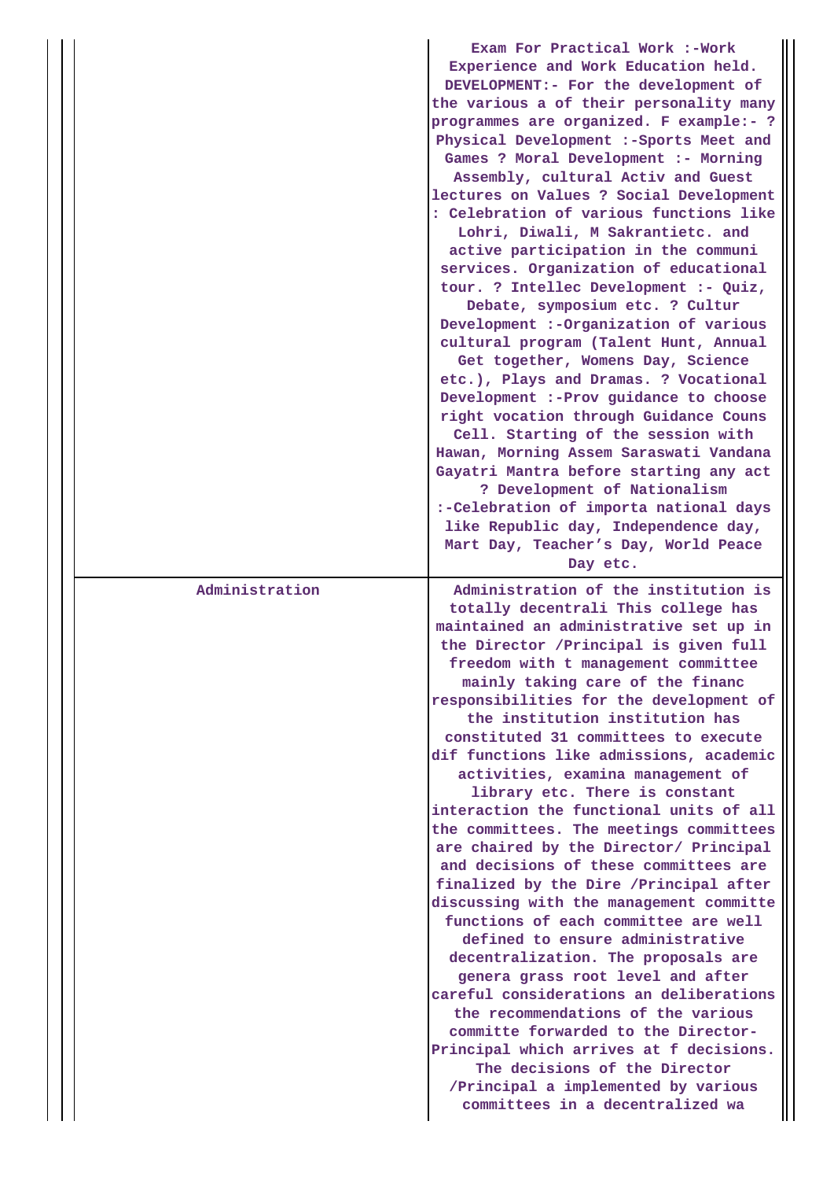|  |  |
|---|---|
|  | Exam For Practical Work :-Work Experience and Work Education held. DEVELOPMENT:- For the development of the various a of their personality many programmes are organized. F example:- ? Physical Development :-Sports Meet and Games ? Moral Development :- Morning Assembly, cultural Activ and Guest lectures on Values ? Social Development : Celebration of various functions like Lohri, Diwali, M Sakrantietc. and active participation in the communi services. Organization of educational tour. ? Intellec Development :- Quiz, Debate, symposium etc. ? Cultur Development :-Organization of various cultural program (Talent Hunt, Annual Get together, Womens Day, Science etc.), Plays and Dramas. ? Vocational Development :-Prov guidance to choose right vocation through Guidance Couns Cell. Starting of the session with Hawan, Morning Assem Saraswati Vandana Gayatri Mantra before starting any act ? Development of Nationalism :-Celebration of importa national days like Republic day, Independence day, Mart Day, Teacher’s Day, World Peace Day etc. |
| Administration | Administration of the institution is totally decentrali This college has maintained an administrative set up in the Director /Principal is given full freedom with t management committee mainly taking care of the financ responsibilities for the development of the institution institution has constituted 31 committees to execute dif functions like admissions, academic activities, examina management of library etc. There is constant interaction the functional units of all the committees. The meetings committees are chaired by the Director/ Principal and decisions of these committees are finalized by the Dire /Principal after discussing with the management committe functions of each committee are well defined to ensure administrative decentralization. The proposals are genera grass root level and after careful considerations an deliberations the recommendations of the various committe forwarded to the Director-Principal which arrives at f decisions. The decisions of the Director /Principal a implemented by various committees in a decentralized wa |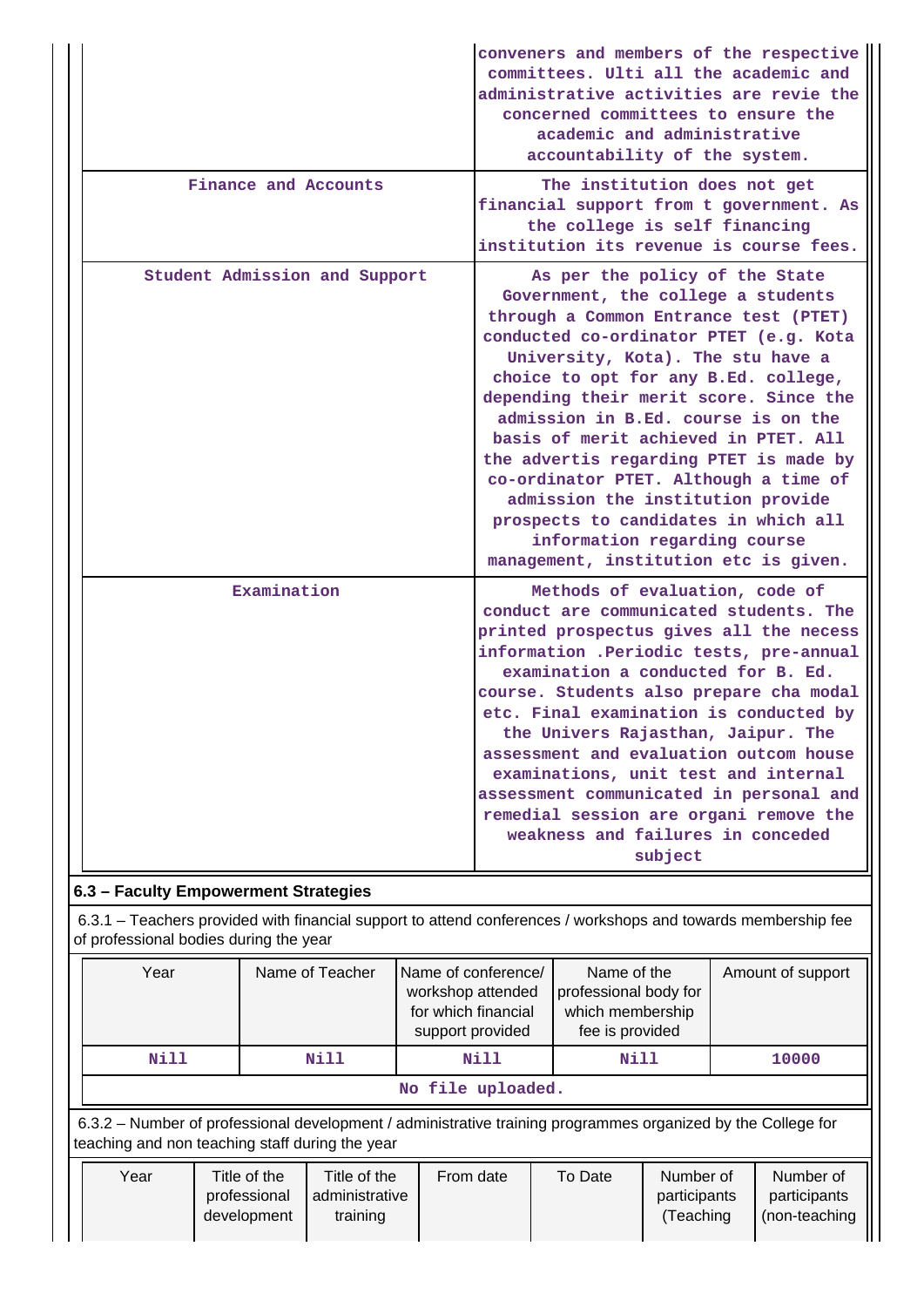| | |
|---|---|
| | conveners and members of the respective committees. Ulti all the academic and administrative activities are revie the concerned committees to ensure the academic and administrative accountability of the system. |
| Finance and Accounts | The institution does not get financial support from t government. As the college is self financing institution its revenue is course fees. |
| Student Admission and Support | As per the policy of the State Government, the college a students through a Common Entrance test (PTET) conducted co-ordinator PTET (e.g. Kota University, Kota). The stu have a choice to opt for any B.Ed. college, depending their merit score. Since the admission in B.Ed. course is on the basis of merit achieved in PTET. All the advertis regarding PTET is made by co-ordinator PTET. Although a time of admission the institution provide prospects to candidates in which all information regarding course management, institution etc is given. |
| Examination | Methods of evaluation, code of conduct are communicated students. The printed prospectus gives all the necess information .Periodic tests, pre-annual examination a conducted for B. Ed. course. Students also prepare cha modal etc. Final examination is conducted by the Univers Rajasthan, Jaipur. The assessment and evaluation outcom house examinations, unit test and internal assessment communicated in personal and remedial session are organi remove the weakness and failures in conceded subject |

### 6.3 – Faculty Empowerment Strategies

6.3.1 – Teachers provided with financial support to attend conferences / workshops and towards membership fee of professional bodies during the year

| Year | Name of Teacher | Name of conference/ workshop attended for which financial support provided | Name of the professional body for which membership fee is provided | Amount of support |
|---|---|---|---|---|
| Nill | Nill | Nill | Nill | 10000 |

No file uploaded.

6.3.2 – Number of professional development / administrative training programmes organized by the College for teaching and non teaching staff during the year

| Year | Title of the professional development | Title of the administrative training | From date | To Date | Number of participants (Teaching | Number of participants (non-teaching |
|---|---|---|---|---|---|---|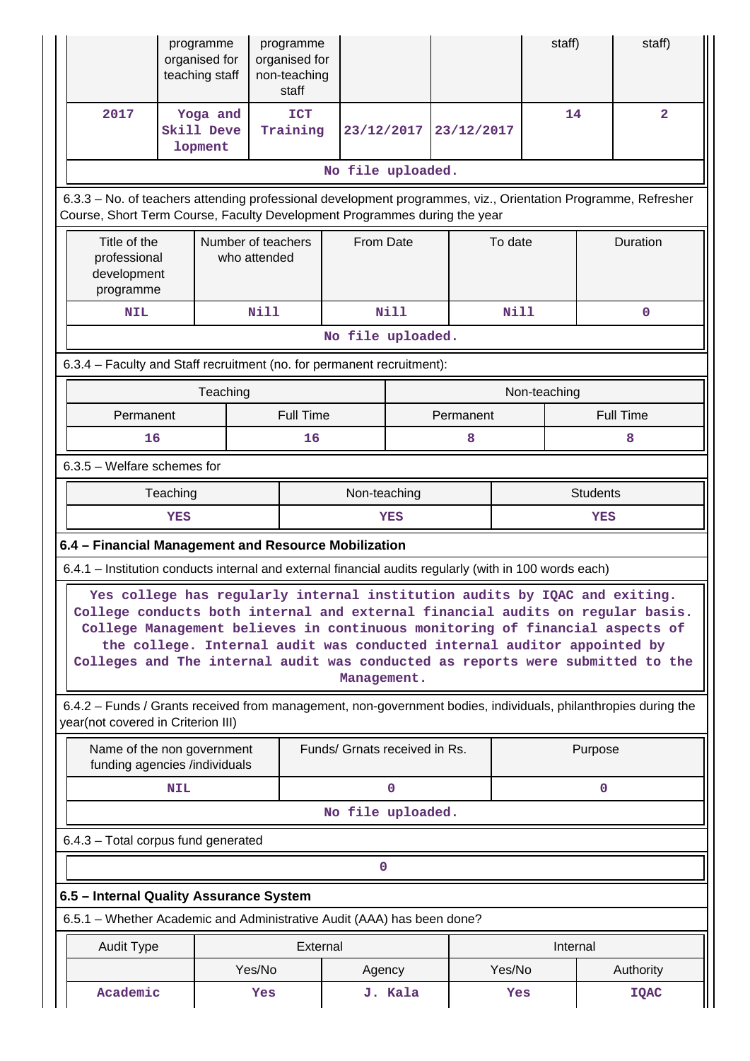| | programme organised for teaching staff | programme organised for non-teaching staff | | | staff) | staff) |
|---|---|---|---|---|---|---|
| 2017 | Yoga and Skill Development | ICT Training | 23/12/2017 | 23/12/2017 | 14 | 2 |
| No file uploaded. | | | | | | |

6.3.3 – No. of teachers attending professional development programmes, viz., Orientation Programme, Refresher Course, Short Term Course, Faculty Development Programmes during the year

| Title of the professional development programme | Number of teachers who attended | From Date | To date | Duration |
|---|---|---|---|---|
| NIL | Nill | Nill | Nill | 0 |
| No file uploaded. | | | | |

6.3.4 – Faculty and Staff recruitment (no. for permanent recruitment):

| Teaching | | Non-teaching | |
|---|---|---|---|
| Permanent | Full Time | Permanent | Full Time |
| 16 | 16 | 8 | 8 |

6.3.5 – Welfare schemes for

| Teaching | Non-teaching | Students |
|---|---|---|
| YES | YES | YES |

**6.4 – Financial Management and Resource Mobilization**

6.4.1 – Institution conducts internal and external financial audits regularly (with in 100 words each)

Yes college has regularly internal institution audits by IQAC and exiting. College conducts both internal and external financial audits on regular basis. College Management believes in continuous monitoring of financial aspects of the college. Internal audit was conducted internal auditor appointed by Colleges and The internal audit was conducted as reports were submitted to the Management.

6.4.2 – Funds / Grants received from management, non-government bodies, individuals, philanthropies during the year(not covered in Criterion III)

| Name of the non government funding agencies /individuals | Funds/ Grnats received in Rs. | Purpose |
|---|---|---|
| NIL | 0 | 0 |
| No file uploaded. | | |

6.4.3 – Total corpus fund generated

| 0 |
|---|

**6.5 – Internal Quality Assurance System**

6.5.1 – Whether Academic and Administrative Audit (AAA) has been done?

| Audit Type | External | | Internal | |
|---|---|---|---|---|
| | Yes/No | Agency | Yes/No | Authority |
| Academic | Yes | J. Kala | Yes | IQAC |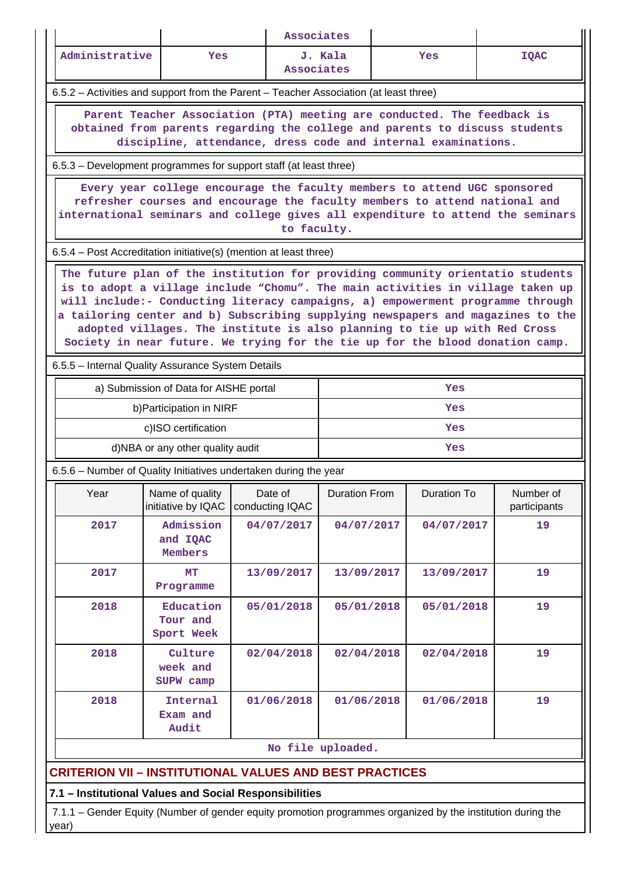|  |  | Associates |  |  |
|---|---|---|---|---|
| Administrative | Yes | J. Kala Associates | Yes | IQAC |

6.5.2 – Activities and support from the Parent – Teacher Association (at least three)

Parent Teacher Association (PTA) meeting are conducted. The feedback is obtained from parents regarding the college and parents to discuss students discipline, attendance, dress code and internal examinations.

6.5.3 – Development programmes for support staff (at least three)

Every year college encourage the faculty members to attend UGC sponsored refresher courses and encourage the faculty members to attend national and international seminars and college gives all expenditure to attend the seminars to faculty.

6.5.4 – Post Accreditation initiative(s) (mention at least three)

The future plan of the institution for providing community orientatio students is to adopt a village include "Chomu". The main activities in village taken up will include:- Conducting literacy campaigns, a) empowerment programme through a tailoring center and b) Subscribing supplying newspapers and magazines to the adopted villages. The institute is also planning to tie up with Red Cross Society in near future. We trying for the tie up for the blood donation camp.

6.5.5 – Internal Quality Assurance System Details

| a) Submission of Data for AISHE portal | Yes |
|---|---|
| b)Participation in NIRF | Yes |
| c)ISO certification | Yes |
| d)NBA or any other quality audit | Yes |

6.5.6 – Number of Quality Initiatives undertaken during the year

| Year | Name of quality initiative by IQAC | Date of conducting IQAC | Duration From | Duration To | Number of participants |
|---|---|---|---|---|---|
| 2017 | Admission and IQAC Members | 04/07/2017 | 04/07/2017 | 04/07/2017 | 19 |
| 2017 | MT Programme | 13/09/2017 | 13/09/2017 | 13/09/2017 | 19 |
| 2018 | Education Tour and Sport Week | 05/01/2018 | 05/01/2018 | 05/01/2018 | 19 |
| 2018 | Culture week and SUPW camp | 02/04/2018 | 02/04/2018 | 02/04/2018 | 19 |
| 2018 | Internal Exam and Audit | 01/06/2018 | 01/06/2018 | 01/06/2018 | 19 |

No file uploaded.

## CRITERION VII – INSTITUTIONAL VALUES AND BEST PRACTICES

### 7.1 – Institutional Values and Social Responsibilities

7.1.1 – Gender Equity (Number of gender equity promotion programmes organized by the institution during the year)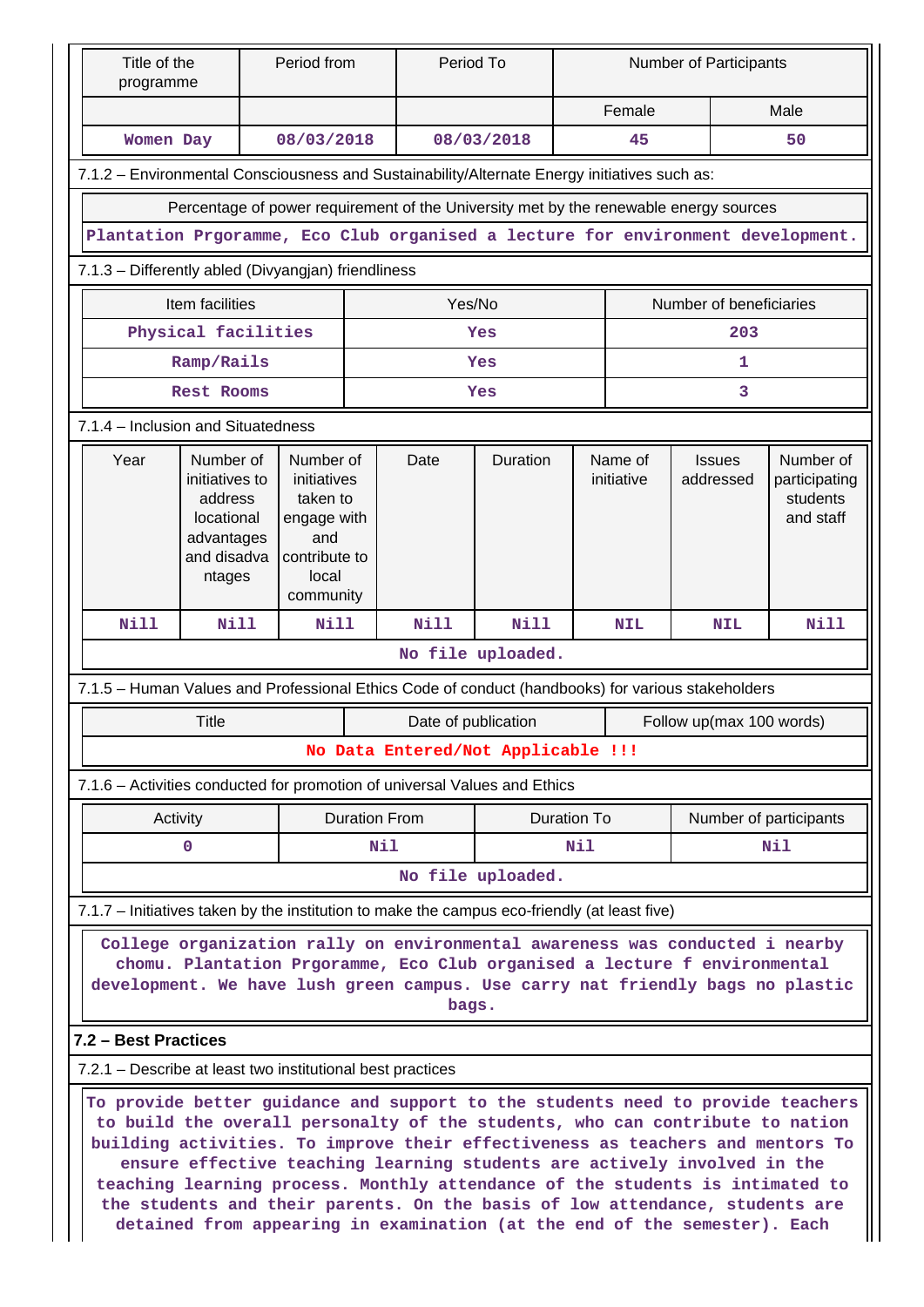| Title of the programme | Period from | Period To | Number of Participants | |
|---|---|---|---|---|
| | | | Female | Male |
| Women Day | 08/03/2018 | 08/03/2018 | 45 | 50 |

7.1.2 – Environmental Consciousness and Sustainability/Alternate Energy initiatives such as:

| Percentage of power requirement of the University met by the renewable energy sources |
|---|
| Plantation Prgoramme, Eco Club organised a lecture for environment development. |

7.1.3 – Differently abled (Divyangjan) friendliness

| Item facilities | Yes/No | Number of beneficiaries |
|---|---|---|
| Physical facilities | Yes | 203 |
| Ramp/Rails | Yes | 1 |
| Rest Rooms | Yes | 3 |

7.1.4 – Inclusion and Situatedness

| Year | Number of initiatives to address locational advantages and disadvantages | Number of initiatives taken to engage with and contribute to local community | Date | Duration | Name of initiative | Issues addressed | Number of participating students and staff |
|---|---|---|---|---|---|---|---|
| Nill | Nill | Nill | Nill | Nill | NIL | NIL | Nill |

No file uploaded.

7.1.5 – Human Values and Professional Ethics Code of conduct (handbooks) for various stakeholders

| Title | Date of publication | Follow up(max 100 words) |
|---|---|---|
| No Data Entered/Not Applicable !!! | | |

7.1.6 – Activities conducted for promotion of universal Values and Ethics

| Activity | Duration From | Duration To | Number of participants |
|---|---|---|---|
| 0 | Nil | Nil | Nil |

No file uploaded.

7.1.7 – Initiatives taken by the institution to make the campus eco-friendly (at least five)

College organization rally on environmental awareness was conducted i nearby chomu. Plantation Prgoramme, Eco Club organised a lecture f environmental development. We have lush green campus. Use carry nat friendly bags no plastic bags.

**7.2 – Best Practices**

7.2.1 – Describe at least two institutional best practices

To provide better guidance and support to the students need to provide teachers to build the overall personalty of the students, who can contribute to nation building activities. To improve their effectiveness as teachers and mentors To ensure effective teaching learning students are actively involved in the teaching learning process. Monthly attendance of the students is intimated to the students and their parents. On the basis of low attendance, students are detained from appearing in examination (at the end of the semester). Each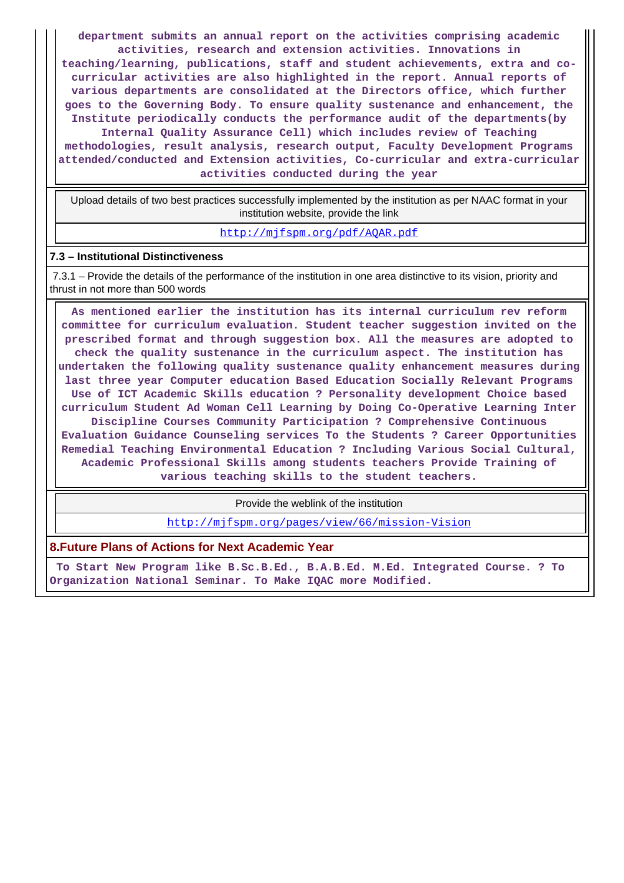department submits an annual report on the activities comprising academic activities, research and extension activities. Innovations in teaching/learning, publications, staff and student achievements, extra and co-curricular activities are also highlighted in the report. Annual reports of various departments are consolidated at the Directors office, which further goes to the Governing Body. To ensure quality sustenance and enhancement, the Institute periodically conducts the performance audit of the departments(by Internal Quality Assurance Cell) which includes review of Teaching methodologies, result analysis, research output, Faculty Development Programs attended/conducted and Extension activities, Co-curricular and extra-curricular activities conducted during the year

| Upload details of two best practices successfully implemented by the institution as per NAAC format in your institution website, provide the link |
|---|
| http://mjfspm.org/pdf/AQAR.pdf |

### 7.3 – Institutional Distinctiveness

7.3.1 – Provide the details of the performance of the institution in one area distinctive to its vision, priority and thrust in not more than 500 words

As mentioned earlier the institution has its internal curriculum rev reform committee for curriculum evaluation. Student teacher suggestion invited on the prescribed format and through suggestion box. All the measures are adopted to check the quality sustenance in the curriculum aspect. The institution has undertaken the following quality sustenance quality enhancement measures during last three year Computer education Based Education Socially Relevant Programs Use of ICT Academic Skills education ? Personality development Choice based curriculum Student Ad Woman Cell Learning by Doing Co-Operative Learning Inter Discipline Courses Community Participation ? Comprehensive Continuous Evaluation Guidance Counseling services To the Students ? Career Opportunities Remedial Teaching Environmental Education ? Including Various Social Cultural, Academic Professional Skills among students teachers Provide Training of various teaching skills to the student teachers.

| Provide the weblink of the institution |
|---|
| http://mjfspm.org/pages/view/66/mission-Vision |

## 8.Future Plans of Actions for Next Academic Year

To Start New Program like B.Sc.B.Ed., B.A.B.Ed. M.Ed. Integrated Course. ? To Organization National Seminar. To Make IQAC more Modified.